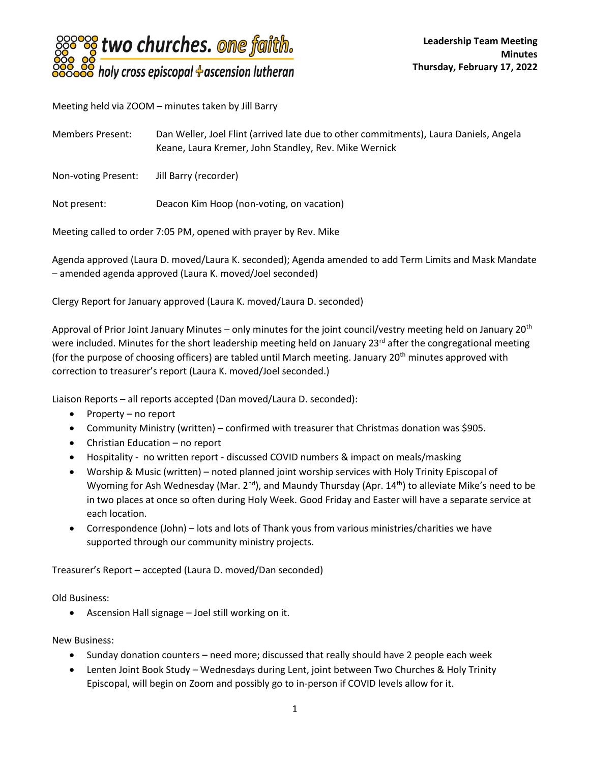**two churches. one faith.**
**holy cross episcopal + ascension lutheran**

**Leadership Team Meeting Minutes**
**Thursday, February 17, 2022**

Meeting held via ZOOM – minutes taken by Jill Barry

Members Present: Dan Weller, Joel Flint (arrived late due to other commitments), Laura Daniels, Angela Keane, Laura Kremer, John Standley, Rev. Mike Wernick

Non-voting Present: Jill Barry (recorder)

Not present: Deacon Kim Hoop (non-voting, on vacation)

Meeting called to order 7:05 PM, opened with prayer by Rev. Mike

Agenda approved (Laura D. moved/Laura K. seconded); Agenda amended to add Term Limits and Mask Mandate – amended agenda approved (Laura K. moved/Joel seconded)

Clergy Report for January approved (Laura K. moved/Laura D. seconded)

Approval of Prior Joint January Minutes – only minutes for the joint council/vestry meeting held on January 20th were included. Minutes for the short leadership meeting held on January 23rd after the congregational meeting (for the purpose of choosing officers) are tabled until March meeting. January 20th minutes approved with correction to treasurer's report (Laura K. moved/Joel seconded.)

Liaison Reports – all reports accepted (Dan moved/Laura D. seconded):

- Property – no report
- Community Ministry (written) – confirmed with treasurer that Christmas donation was $905.
- Christian Education – no report
- Hospitality - no written report - discussed COVID numbers & impact on meals/masking
- Worship & Music (written) – noted planned joint worship services with Holy Trinity Episcopal of Wyoming for Ash Wednesday (Mar. 2nd), and Maundy Thursday (Apr. 14th) to alleviate Mike's need to be in two places at once so often during Holy Week. Good Friday and Easter will have a separate service at each location.
- Correspondence (John) – lots and lots of Thank yous from various ministries/charities we have supported through our community ministry projects.

Treasurer's Report – accepted (Laura D. moved/Dan seconded)

Old Business:

- Ascension Hall signage – Joel still working on it.

New Business:

- Sunday donation counters – need more; discussed that really should have 2 people each week
- Lenten Joint Book Study – Wednesdays during Lent, joint between Two Churches & Holy Trinity Episcopal, will begin on Zoom and possibly go to in-person if COVID levels allow for it.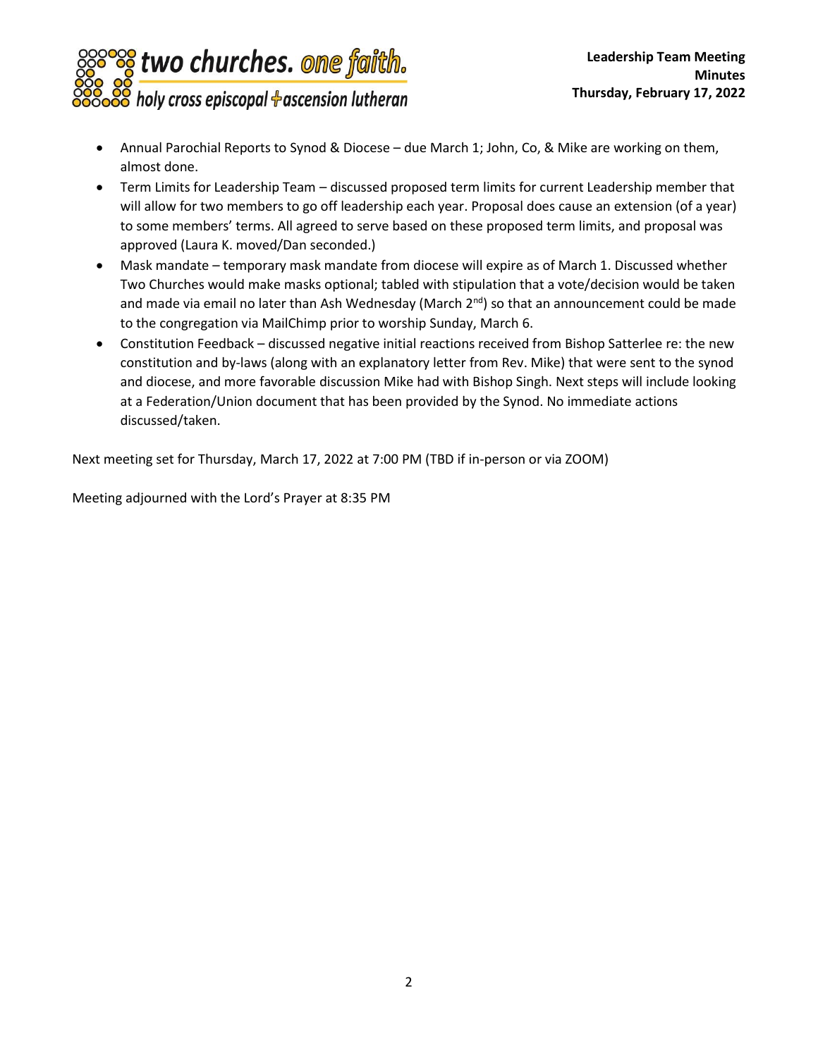- Annual Parochial Reports to Synod & Diocese – due March 1; John, Co, & Mike are working on them, almost done.
- Term Limits for Leadership Team – discussed proposed term limits for current Leadership member that will allow for two members to go off leadership each year. Proposal does cause an extension (of a year) to some members' terms. All agreed to serve based on these proposed term limits, and proposal was approved (Laura K. moved/Dan seconded.)
- Mask mandate – temporary mask mandate from diocese will expire as of March 1. Discussed whether Two Churches would make masks optional; tabled with stipulation that a vote/decision would be taken and made via email no later than Ash Wednesday (March 2nd) so that an announcement could be made to the congregation via MailChimp prior to worship Sunday, March 6.
- Constitution Feedback – discussed negative initial reactions received from Bishop Satterlee re: the new constitution and by-laws (along with an explanatory letter from Rev. Mike) that were sent to the synod and diocese, and more favorable discussion Mike had with Bishop Singh. Next steps will include looking at a Federation/Union document that has been provided by the Synod. No immediate actions discussed/taken.

Next meeting set for Thursday, March 17, 2022 at 7:00 PM (TBD if in-person or via ZOOM)

Meeting adjourned with the Lord's Prayer at 8:35 PM